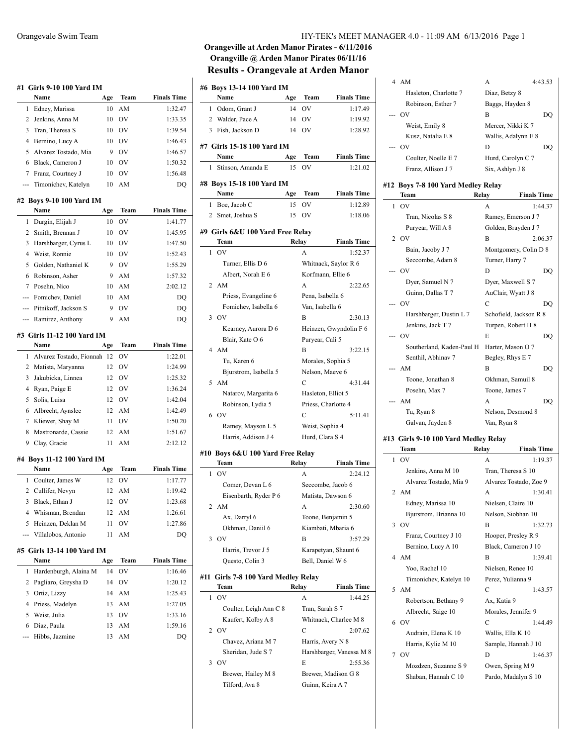## Orangeville at Arden Manor Pirates - 6/11/2016

## Orangville @ Arden Manor Pirates 06/11/16

# Results - Orangevale at Arden Manor

### #1 Girls 9-10 100 Yard IM

| | Name | Age | Team | Finals Time |
|---|---|---|---|---|
| 1 | Edney, Marissa | 10 | AM | 1:32.47 |
| 2 | Jenkins, Anna M | 10 | OV | 1:33.35 |
| 3 | Tran, Theresa S | 10 | OV | 1:39.54 |
| 4 | Bernino, Lucy A | 10 | OV | 1:46.43 |
| 5 | Alvarez Tostado, Mia | 9 | OV | 1:46.57 |
| 6 | Black, Cameron J | 10 | OV | 1:50.32 |
| 7 | Franz, Courtney J | 10 | OV | 1:56.48 |
| --- | Timonichev, Katelyn | 10 | AM | DQ |

### #2 Boys 9-10 100 Yard IM

| | Name | Age | Team | Finals Time |
|---|---|---|---|---|
| 1 | Durgin, Elijah J | 10 | OV | 1:41.77 |
| 2 | Smith, Brennan J | 10 | OV | 1:45.95 |
| 3 | Harshbarger, Cyrus L | 10 | OV | 1:47.50 |
| 4 | Weist, Ronnie | 10 | OV | 1:52.43 |
| 5 | Golden, Nathaniel K | 9 | OV | 1:55.29 |
| 6 | Robinson, Asher | 9 | AM | 1:57.32 |
| 7 | Posehn, Nico | 10 | AM | 2:02.12 |
| --- | Fomichev, Daniel | 10 | AM | DQ |
| --- | Pitnikoff, Jackson S | 9 | OV | DQ |
| --- | Ramirez, Anthony | 9 | AM | DQ |

### #3 Girls 11-12 100 Yard IM

| | Name | Age | Team | Finals Time |
|---|---|---|---|---|
| 1 | Alvarez Tostado, Fionnah | 12 | OV | 1:22.01 |
| 2 | Matista, Maryanna | 12 | OV | 1:24.99 |
| 3 | Jakubicka, Linnea | 12 | OV | 1:25.32 |
| 4 | Ryan, Paige E | 12 | OV | 1:36.24 |
| 5 | Solis, Luisa | 12 | OV | 1:42.04 |
| 6 | Albrecht, Aynslee | 12 | AM | 1:42.49 |
| 7 | Kliewer, Shay M | 11 | OV | 1:50.20 |
| 8 | Mastronarde, Cassie | 12 | AM | 1:51.67 |
| 9 | Clay, Gracie | 11 | AM | 2:12.12 |

### #4 Boys 11-12 100 Yard IM

| | Name | Age | Team | Finals Time |
|---|---|---|---|---|
| 1 | Coulter, James W | 12 | OV | 1:17.77 |
| 2 | Cullifer, Nevyn | 12 | AM | 1:19.42 |
| 3 | Black, Ethan J | 12 | OV | 1:23.68 |
| 4 | Whisman, Brendan | 12 | AM | 1:26.61 |
| 5 | Heinzen, Deklan M | 11 | OV | 1:27.86 |
| --- | Villalobos, Antonio | 11 | AM | DQ |

### #5 Girls 13-14 100 Yard IM

| | Name | Age | Team | Finals Time |
|---|---|---|---|---|
| 1 | Hardenburgh, Alaina M | 14 | OV | 1:16.46 |
| 2 | Pagliaro, Greysha D | 14 | OV | 1:20.12 |
| 3 | Ortiz, Lizzy | 14 | AM | 1:25.43 |
| 4 | Priess, Madelyn | 13 | AM | 1:27.05 |
| 5 | Weist, Julia | 13 | OV | 1:33.16 |
| 6 | Diaz, Paula | 13 | AM | 1:59.16 |
| --- | Hibbs, Jazmine | 13 | AM | DQ |

### #6 Boys 13-14 100 Yard IM

| | Name | Age | Team | Finals Time |
|---|---|---|---|---|
| 1 | Odom, Grant J | 14 | OV | 1:17.49 |
| 2 | Walder, Pace A | 14 | OV | 1:19.92 |
| 3 | Fish, Jackson D | 14 | OV | 1:28.92 |

### #7 Girls 15-18 100 Yard IM

| | Name | Age | Team | Finals Time |
|---|---|---|---|---|
| 1 | Stinson, Amanda E | 15 | OV | 1:21.02 |

### #8 Boys 15-18 100 Yard IM

| | Name | Age | Team | Finals Time |
|---|---|---|---|---|
| 1 | Boe, Jacob C | 15 | OV | 1:12.89 |
| 2 | Smet, Joshua S | 15 | OV | 1:18.06 |

### #9 Girls 6&U 100 Yard Free Relay

| | Team | Relay | Finals Time |
|---|---|---|---|
| 1 | OV | A | 1:52.37 |
| | Turner, Ellis D 6 | Whitnack, Saylor R 6 | |
| | Albert, Norah E 6 | Korfmann, Ellie 6 | |
| 2 | AM | A | 2:22.65 |
| | Priess, Evangeline 6 | Pena, Isabella 6 | |
| | Fomichev, Isabella 6 | Van, Isabella 6 | |
| 3 | OV | B | 2:30.13 |
| | Kearney, Aurora D 6 | Heinzen, Gwyndolin F 6 | |
| | Blair, Kate O 6 | Puryear, Cali 5 | |
| 4 | AM | B | 3:22.15 |
| | Tu, Karen 6 | Morales, Sophia 5 | |
| | Bjurstrom, Isabella 5 | Nelson, Maeve 6 | |
| 5 | AM | C | 4:31.44 |
| | Natarov, Margarita 6 | Hasleton, Elliot 5 | |
| | Robinson, Lydia 5 | Priess, Charlotte 4 | |
| 6 | OV | C | 5:11.41 |
| | Ramey, Mayson L 5 | Weist, Sophia 4 | |
| | Harris, Addison J 4 | Hurd, Clara S 4 | |

### #10 Boys 6&U 100 Yard Free Relay

| | Team | Relay | Finals Time |
|---|---|---|---|
| 1 | OV | A | 2:24.12 |
| | Comer, Devan L 6 | Seccombe, Jacob 6 | |
| | Eisenbarth, Ryder P 6 | Matista, Dawson 6 | |
| 2 | AM | A | 2:30.60 |
| | Ax, Darryl 6 | Toone, Benjamin 5 | |
| | Okhman, Daniil 6 | Kiambati, Mbaria 6 | |
| 3 | OV | B | 3:57.29 |
| | Harris, Trevor J 5 | Karapetyan, Shaunt 6 | |
| | Questo, Colin 3 | Bell, Daniel W 6 | |

### #11 Girls 7-8 100 Yard Medley Relay

| | Team | Relay | Finals Time |
|---|---|---|---|
| 1 | OV | A | 1:44.25 |
| | Coulter, Leigh Ann C 8 | Tran, Sarah S 7 | |
| | Kaufert, Kolby A 8 | Whitnack, Charlee M 8 | |
| 2 | OV | C | 2:07.62 |
| | Chavez, Ariana M 7 | Harris, Avery N 8 | |
| | Sheridan, Jude S 7 | Harshbarger, Vanessa M 8 | |
| 3 | OV | E | 2:55.36 |
| | Brewer, Hailey M 8 | Brewer, Madison G 8 | |
| | Tilford, Ava 8 | Guinn, Keira A 7 | |
| 4 | AM | A | 4:43.53 |
| | Hasleton, Charlotte 7 | Diaz, Betzy 8 | |
| | Robinson, Esther 7 | Baggs, Hayden 8 | |
| --- | OV | B | DQ |
| | Weist, Emily 8 | Mercer, Nikki K 7 | |
| | Kusz, Natalia E 8 | Wallis, Adalynn E 8 | |
| --- | OV | D | DQ |
| | Coulter, Noelle E 7 | Hurd, Carolyn C 7 | |
| | Franz, Allison J 7 | Six, Ashlyn J 8 | |

### #12 Boys 7-8 100 Yard Medley Relay

| | Team | Relay | Finals Time |
|---|---|---|---|
| 1 | OV | A | 1:44.37 |
| | Tran, Nicolas S 8 | Ramey, Emerson J 7 | |
| | Puryear, Will A 8 | Golden, Brayden J 7 | |
| 2 | OV | B | 2:06.37 |
| | Bain, Jacoby J 7 | Montgomery, Colin D 8 | |
| | Seccombe, Adam 8 | Turner, Harry 7 | |
| --- | OV | D | DQ |
| | Dyer, Samuel N 7 | Dyer, Maxwell S 7 | |
| | Guinn, Dallas T 7 | AuClair, Wyatt J 8 | |
| --- | OV | C | DQ |
| | Harshbarger, Dustin L 7 | Schofield, Jackson R 8 | |
| | Jenkins, Jack T 7 | Turpen, Robert H 8 | |
| --- | OV | E | DQ |
| | Southerland, Kaden-Paul H | Harter, Mason O 7 | |
| | Senthil, Abhinav 7 | Begley, Rhys E 7 | |
| --- | AM | B | DQ |
| | Toone, Jonathan 8 | Okhman, Samuil 8 | |
| | Posehn, Max 7 | Toone, James 7 | |
| --- | AM | A | DQ |
| | Tu, Ryan 8 | Nelson, Desmond 8 | |
| | Galvan, Jayden 8 | Van, Ryan 8 | |

### #13 Girls 9-10 100 Yard Medley Relay

| | Team | Relay | Finals Time |
|---|---|---|---|
| 1 | OV | A | 1:19.37 |
| | Jenkins, Anna M 10 | Tran, Theresa S 10 | |
| | Alvarez Tostado, Mia 9 | Alvarez Tostado, Zoe 9 | |
| 2 | AM | A | 1:30.41 |
| | Edney, Marissa 10 | Nielsen, Claire 10 | |
| | Bjurstrom, Brianna 10 | Nelson, Siobhan 10 | |
| 3 | OV | B | 1:32.73 |
| | Franz, Courtney J 10 | Hooper, Presley R 9 | |
| | Bernino, Lucy A 10 | Black, Cameron J 10 | |
| 4 | AM | B | 1:39.41 |
| | Yoo, Rachel 10 | Nielsen, Renee 10 | |
| | Timonichev, Katelyn 10 | Perez, Yulianna 9 | |
| 5 | AM | C | 1:43.57 |
| | Robertson, Bethany 9 | Ax, Katia 9 | |
| | Albrecht, Saige 10 | Morales, Jennifer 9 | |
| 6 | OV | C | 1:44.49 |
| | Audrain, Elena K 10 | Wallis, Ella K 10 | |
| | Harris, Kylie M 10 | Sample, Hannah J 10 | |
| 7 | OV | D | 1:46.37 |
| | Mozdzen, Suzanne S 9 | Owen, Spring M 9 | |
| | Shaban, Hannah C 10 | Pardo, Madalyn S 10 | |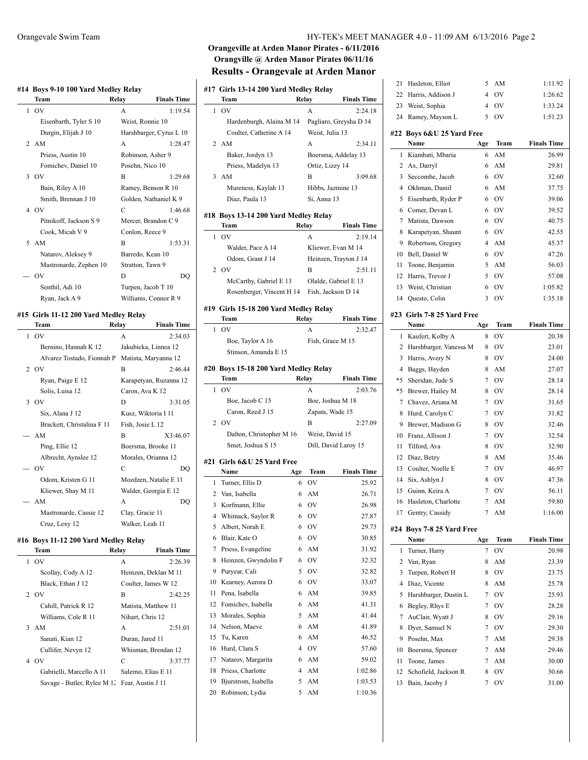## Orangeville at Arden Manor Pirates - 6/11/2016
## Orangville @ Arden Manor Pirates 06/11/16
# Results - Orangevale at Arden Manor

### #14 Boys 9-10 100 Yard Medley Relay

| | Team | Relay | Finals Time |
|---|---|---|---|
| 1 | OV | A | 1:19.54 |
| | Eisenbarth, Tyler S 10 | Weist, Ronnie 10 | |
| | Durgin, Elijah J 10 | Harshbarger, Cyrus L 10 | |
| 2 | AM | A | 1:28.47 |
| | Priess, Austin 10 | Robinson, Asher 9 | |
| | Fomichev, Daniel 10 | Posehn, Nico 10 | |
| 3 | OV | B | 1:29.68 |
| | Bain, Riley A 10 | Ramey, Benson R 10 | |
| | Smith, Brennan J 10 | Golden, Nathaniel K 9 | |
| 4 | OV | C | 1:46.68 |
| | Pitnikoff, Jackson S 9 | Mercer, Brandon C 9 | |
| | Cook, Micah V 9 | Conlon, Reece 9 | |
| 5 | AM | B | 1:53.31 |
| | Natarov, Aleksey 9 | Barredo, Kean 10 | |
| | Mastronarde, Zephen 10 | Stratton, Tawn 9 | |
| --- | OV | D | DQ |
| | Senthil, Adi 10 | Turpen, Jacob T 10 | |
| | Ryan, Jack A 9 | Williams, Connor R 9 | |

### #15 Girls 11-12 200 Yard Medley Relay

| | Team | Relay | Finals Time |
|---|---|---|---|
| 1 | OV | A | 2:34.03 |
| | Bernino, Hannah K 12 | Jakubicka, Linnea 12 | |
| | Alvarez Tostado, Fionnah P | Matista, Maryanna 12 | |
| 2 | OV | B | 2:46.44 |
| | Ryan, Paige E 12 | Karapetyan, Ruzanna 12 | |
| | Solis, Luisa 12 | Caron, Ava K 12 | |
| 3 | OV | D | 3:31.05 |
| | Six, Alana J 12 | Kusz, Wiktoria I 11 | |
| | Brackett, Christalina F 11 | Fish, Josie L 12 | |
| --- | AM | B | X3:46.07 |
| | Ping, Ellie 12 | Boersma, Brooke 11 | |
| | Albrecht, Aynslee 12 | Morales, Orianna 12 | |
| --- | OV | C | DQ |
| | Odom, Kristen G 11 | Mozdzen, Natalie E 11 | |
| | Kliewer, Shay M 11 | Walder, Georgia E 12 | |
| --- | AM | A | DQ |
| | Mastronarde, Cassie 12 | Clay, Gracie 11 | |
| | Cruz, Lexy 12 | Walker, Leah 11 | |

### #16 Boys 11-12 200 Yard Medley Relay

| | Team | Relay | Finals Time |
|---|---|---|---|
| 1 | OV | A | 2:26.39 |
| | Scollay, Cody A 12 | Heinzen, Deklan M 11 | |
| | Black, Ethan J 12 | Coulter, James W 12 | |
| 2 | OV | B | 2:42.25 |
| | Cahill, Patrick R 12 | Matista, Matthew 11 | |
| | Williams, Cole R 11 | Nihart, Chris 12 | |
| 3 | AM | A | 2:51.01 |
| | Sanati, Kian 12 | Duran, Jared 11 | |
| | Cullifer, Nevyn 12 | Whisman, Brendan 12 | |
| 4 | OV | C | 3:37.77 |
| | Gabrielli, Marcello A 11 | Salerno, Elias E 11 | |
| | Savage - Butler, Rylee M 12 | Fear, Austin J 11 | |

### #17 Girls 13-14 200 Yard Medley Relay

| | Team | Relay | Finals Time |
|---|---|---|---|
| 1 | OV | A | 2:24.18 |
| | Hardenburgh, Alaina M 14 | Pagliaro, Greysha D 14 | |
| | Coulter, Catherine A 14 | Weist, Julia 13 | |
| 2 | AM | A | 2:34.11 |
| | Baker, Jordyn 13 | Boersma, Addelay 13 | |
| | Priess, Madelyn 13 | Ortiz, Lizzy 14 | |
| 3 | AM | B | 3:09.68 |
| | Mureness, Kaylah 13 | Hibbs, Jazmine 13 | |
| | Diaz, Paula 13 | Si, Anna 13 | |

### #18 Boys 13-14 200 Yard Medley Relay

| | Team | Relay | Finals Time |
|---|---|---|---|
| 1 | OV | A | 2:19.14 |
| | Walder, Pace A 14 | Kliewer, Evan M 14 | |
| | Odom, Grant J 14 | Heinzen, Trayton J 14 | |
| 2 | OV | B | 2:51.11 |
| | McCarthy, Gabriel E 13 | Olalde, Gabriel E 13 | |
| | Rosenberger, Vincent H 14 | Fish, Jackson D 14 | |

### #19 Girls 15-18 200 Yard Medley Relay

| | Team | Relay | Finals Time |
|---|---|---|---|
| 1 | OV | A | 2:32.47 |
| | Boe, Taylor A 16 | Fish, Grace M 15 | |
| | Stinson, Amanda E 15 | | |

### #20 Boys 15-18 200 Yard Medley Relay

| | Team | Relay | Finals Time |
|---|---|---|---|
| 1 | OV | A | 2:03.76 |
| | Boe, Jacob C 15 | Boe, Joshua M 18 | |
| | Caron, Reed J 15 | Zapata, Wade 15 | |
| 2 | OV | B | 2:27.09 |
| | Dalton, Christopher M 16 | Weist, David 15 | |
| | Smet, Joshua S 15 | Dill, David Laroy 15 | |

### #21 Girls 6&U 25 Yard Free

| | Name | Age | Team | Finals Time |
|---|---|---|---|---|
| 1 | Turner, Ellis D | 6 | OV | 25.92 |
| 2 | Van, Isabella | 6 | AM | 26.71 |
| 3 | Korfmann, Ellie | 6 | OV | 26.98 |
| 4 | Whitnack, Saylor R | 6 | OV | 27.87 |
| 5 | Albert, Norah E | 6 | OV | 29.73 |
| 6 | Blair, Kate O | 6 | OV | 30.85 |
| 7 | Priess, Evangeline | 6 | AM | 31.92 |
| 8 | Heinzen, Gwyndolin F | 6 | OV | 32.32 |
| 9 | Puryear, Cali | 5 | OV | 32.82 |
| 10 | Kearney, Aurora D | 6 | OV | 33.07 |
| 11 | Pena, Isabella | 6 | AM | 39.85 |
| 12 | Fomichev, Isabella | 6 | AM | 41.31 |
| 13 | Morales, Sophia | 5 | AM | 41.44 |
| 14 | Nelson, Maeve | 6 | AM | 41.89 |
| 15 | Tu, Karen | 6 | AM | 46.52 |
| 16 | Hurd, Clara S | 4 | OV | 57.60 |
| 17 | Natarov, Margarita | 6 | AM | 59.02 |
| 18 | Priess, Charlotte | 4 | AM | 1:02.86 |
| 19 | Bjurstrom, Isabella | 5 | AM | 1:03.53 |
| 20 | Robinson, Lydia | 5 | AM | 1:10.36 |
| 21 | Hasleton, Elliot | 5 | AM | 1:11.92 |
| 22 | Harris, Addison J | 4 | OV | 1:26.62 |
| 23 | Weist, Sophia | 4 | OV | 1:33.24 |
| 24 | Ramey, Mayson L | 5 | OV | 1:51.23 |

### #22 Boys 6&U 25 Yard Free

| | Name | Age | Team | Finals Time |
|---|---|---|---|---|
| 1 | Kiambati, Mbaria | 6 | AM | 26.99 |
| 2 | Ax, Darryl | 6 | AM | 29.81 |
| 3 | Seccombe, Jacob | 6 | OV | 32.60 |
| 4 | Okhman, Daniil | 6 | AM | 37.75 |
| 5 | Eisenbarth, Ryder P | 6 | OV | 39.06 |
| 6 | Comer, Devan L | 6 | OV | 39.52 |
| 7 | Matista, Dawson | 6 | OV | 40.75 |
| 8 | Karapetyan, Shaunt | 6 | OV | 42.55 |
| 9 | Robertson, Gregory | 4 | AM | 45.37 |
| 10 | Bell, Daniel W | 6 | OV | 47.26 |
| 11 | Toone, Benjamin | 5 | AM | 56.03 |
| 12 | Harris, Trevor J | 5 | OV | 57.08 |
| 13 | Weist, Christian | 6 | OV | 1:05.82 |
| 14 | Questo, Colin | 3 | OV | 1:35.18 |

### #23 Girls 7-8 25 Yard Free

| | Name | Age | Team | Finals Time |
|---|---|---|---|---|
| 1 | Kaufert, Kolby A | 8 | OV | 20.38 |
| 2 | Harshbarger, Vanessa M | 8 | OV | 23.01 |
| 3 | Harris, Avery N | 8 | OV | 24.00 |
| 4 | Baggs, Hayden | 8 | AM | 27.07 |
| *5 | Sheridan, Jude S | 7 | OV | 28.14 |
| *5 | Brewer, Hailey M | 8 | OV | 28.14 |
| 7 | Chavez, Ariana M | 7 | OV | 31.65 |
| 8 | Hurd, Carolyn C | 7 | OV | 31.82 |
| 9 | Brewer, Madison G | 8 | OV | 32.46 |
| 10 | Franz, Allison J | 7 | OV | 32.54 |
| 11 | Tilford, Ava | 8 | OV | 32.90 |
| 12 | Diaz, Betzy | 8 | AM | 35.46 |
| 13 | Coulter, Noelle E | 7 | OV | 46.97 |
| 14 | Six, Ashlyn J | 8 | OV | 47.36 |
| 15 | Guinn, Keira A | 7 | OV | 56.11 |
| 16 | Hasleton, Charlotte | 7 | AM | 59.80 |
| 17 | Gentry, Cassidy | 7 | AM | 1:16.00 |

### #24 Boys 7-8 25 Yard Free

| | Name | Age | Team | Finals Time |
|---|---|---|---|---|
| 1 | Turner, Harry | 7 | OV | 20.98 |
| 2 | Van, Ryan | 8 | AM | 23.39 |
| 3 | Turpen, Robert H | 8 | OV | 23.75 |
| 4 | Diaz, Vicente | 8 | AM | 25.78 |
| 5 | Harshbarger, Dustin L | 7 | OV | 25.93 |
| 6 | Begley, Rhys E | 7 | OV | 28.28 |
| 7 | AuClair, Wyatt J | 8 | OV | 29.16 |
| 8 | Dyer, Samuel N | 7 | OV | 29.30 |
| 9 | Posehn, Max | 7 | AM | 29.38 |
| 10 | Boersma, Spencer | 7 | AM | 29.46 |
| 11 | Toone, James | 7 | AM | 30.00 |
| 12 | Schofield, Jackson R | 8 | OV | 30.66 |
| 13 | Bain, Jacoby J | 7 | OV | 31.00 |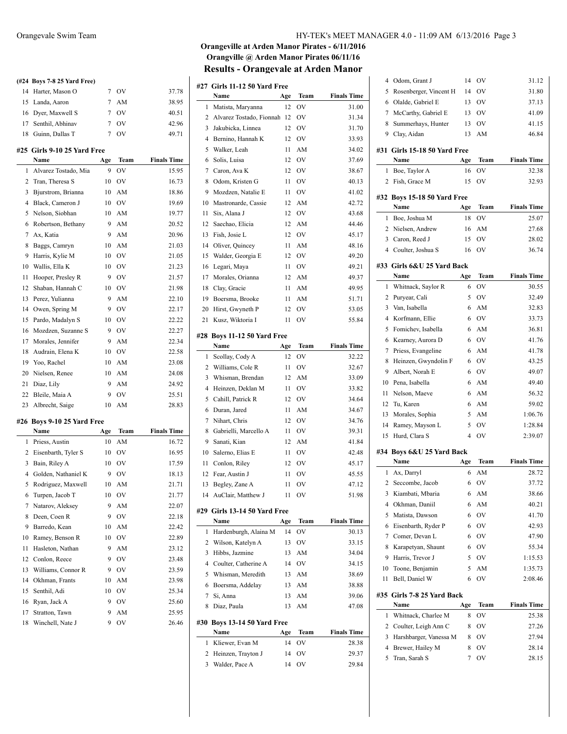# Orangeville at Arden Manor Pirates - 6/11/2016

## Orangville @ Arden Manor Pirates 06/11/16

## Results - Orangevale at Arden Manor

### (#24 Boys 7-8 25 Yard Free)

| | Name | Age | Team | Finals Time |
|---|---|---|---|---|
| 14 | Harter, Mason O | 7 | OV | 37.78 |
| 15 | Landa, Aaron | 7 | AM | 38.95 |
| 16 | Dyer, Maxwell S | 7 | OV | 40.51 |
| 17 | Senthil, Abhinav | 7 | OV | 42.96 |
| 18 | Guinn, Dallas T | 7 | OV | 49.71 |

### #25 Girls 9-10 25 Yard Free

| | Name | Age | Team | Finals Time |
|---|---|---|---|---|
| 1 | Alvarez Tostado, Mia | 9 | OV | 15.95 |
| 2 | Tran, Theresa S | 10 | OV | 16.73 |
| 3 | Bjurstrom, Brianna | 10 | AM | 18.86 |
| 4 | Black, Cameron J | 10 | OV | 19.69 |
| 5 | Nelson, Siobhan | 10 | AM | 19.77 |
| 6 | Robertson, Bethany | 9 | AM | 20.52 |
| 7 | Ax, Katia | 9 | AM | 20.96 |
| 8 | Baggs, Camryn | 10 | AM | 21.03 |
| 9 | Harris, Kylie M | 10 | OV | 21.05 |
| 10 | Wallis, Ella K | 10 | OV | 21.23 |
| 11 | Hooper, Presley R | 9 | OV | 21.57 |
| 12 | Shaban, Hannah C | 10 | OV | 21.98 |
| 13 | Perez, Yulianna | 9 | AM | 22.10 |
| 14 | Owen, Spring M | 9 | OV | 22.17 |
| 15 | Pardo, Madalyn S | 10 | OV | 22.22 |
| 16 | Mozdzen, Suzanne S | 9 | OV | 22.27 |
| 17 | Morales, Jennifer | 9 | AM | 22.34 |
| 18 | Audrain, Elena K | 10 | OV | 22.58 |
| 19 | Yoo, Rachel | 10 | AM | 23.08 |
| 20 | Nielsen, Renee | 10 | AM | 24.08 |
| 21 | Diaz, Lily | 9 | AM | 24.92 |
| 22 | Bleile, Maia A | 9 | OV | 25.51 |
| 23 | Albrecht, Saige | 10 | AM | 28.83 |

### #26 Boys 9-10 25 Yard Free

| | Name | Age | Team | Finals Time |
|---|---|---|---|---|
| 1 | Priess, Austin | 10 | AM | 16.72 |
| 2 | Eisenbarth, Tyler S | 10 | OV | 16.95 |
| 3 | Bain, Riley A | 10 | OV | 17.59 |
| 4 | Golden, Nathaniel K | 9 | OV | 18.13 |
| 5 | Rodriguez, Maxwell | 10 | AM | 21.71 |
| 6 | Turpen, Jacob T | 10 | OV | 21.77 |
| 7 | Natarov, Aleksey | 9 | AM | 22.07 |
| 8 | Deen, Coen R | 9 | OV | 22.18 |
| 9 | Barredo, Kean | 10 | AM | 22.42 |
| 10 | Ramey, Benson R | 10 | OV | 22.89 |
| 11 | Hasleton, Nathan | 9 | AM | 23.12 |
| 12 | Conlon, Reece | 9 | OV | 23.48 |
| 13 | Williams, Connor R | 9 | OV | 23.59 |
| 14 | Okhman, Frants | 10 | AM | 23.98 |
| 15 | Senthil, Adi | 10 | OV | 25.34 |
| 16 | Ryan, Jack A | 9 | OV | 25.60 |
| 17 | Stratton, Tawn | 9 | AM | 25.95 |
| 18 | Winchell, Nate J | 9 | OV | 26.46 |

### #27 Girls 11-12 50 Yard Free

| | Name | Age | Team | Finals Time |
|---|---|---|---|---|
| 1 | Matista, Maryanna | 12 | OV | 31.00 |
| 2 | Alvarez Tostado, Fionnah | 12 | OV | 31.34 |
| 3 | Jakubicka, Linnea | 12 | OV | 31.70 |
| 4 | Bernino, Hannah K | 12 | OV | 33.93 |
| 5 | Walker, Leah | 11 | AM | 34.02 |
| 6 | Solis, Luisa | 12 | OV | 37.69 |
| 7 | Caron, Ava K | 12 | OV | 38.67 |
| 8 | Odom, Kristen G | 11 | OV | 40.13 |
| 9 | Mozdzen, Natalie E | 11 | OV | 41.02 |
| 10 | Mastronarde, Cassie | 12 | AM | 42.72 |
| 11 | Six, Alana J | 12 | OV | 43.68 |
| 12 | Saechao, Elicia | 12 | AM | 44.46 |
| 13 | Fish, Josie L | 12 | OV | 45.17 |
| 14 | Oliver, Quincey | 11 | AM | 48.16 |
| 15 | Walder, Georgia E | 12 | OV | 49.20 |
| 16 | Legari, Maya | 11 | OV | 49.21 |
| 17 | Morales, Orianna | 12 | AM | 49.37 |
| 18 | Clay, Gracie | 11 | AM | 49.95 |
| 19 | Boersma, Brooke | 11 | AM | 51.71 |
| 20 | Hirst, Gwyneth P | 12 | OV | 53.05 |
| 21 | Kusz, Wiktoria I | 11 | OV | 55.84 |

### #28 Boys 11-12 50 Yard Free

| | Name | Age | Team | Finals Time |
|---|---|---|---|---|
| 1 | Scollay, Cody A | 12 | OV | 32.22 |
| 2 | Williams, Cole R | 11 | OV | 32.67 |
| 3 | Whisman, Brendan | 12 | AM | 33.09 |
| 4 | Heinzen, Deklan M | 11 | OV | 33.82 |
| 5 | Cahill, Patrick R | 12 | OV | 34.64 |
| 6 | Duran, Jared | 11 | AM | 34.67 |
| 7 | Nihart, Chris | 12 | OV | 34.76 |
| 8 | Gabrielli, Marcello A | 11 | OV | 39.31 |
| 9 | Sanati, Kian | 12 | AM | 41.84 |
| 10 | Salerno, Elias E | 11 | OV | 42.48 |
| 11 | Conlon, Riley | 12 | OV | 45.17 |
| 12 | Fear, Austin J | 11 | OV | 45.55 |
| 13 | Begley, Zane A | 11 | OV | 47.12 |
| 14 | AuClair, Matthew J | 11 | OV | 51.98 |

### #29 Girls 13-14 50 Yard Free

| | Name | Age | Team | Finals Time |
|---|---|---|---|---|
| 1 | Hardenburgh, Alaina M | 14 | OV | 30.13 |
| 2 | Wilson, Katelyn A | 13 | OV | 33.15 |
| 3 | Hibbs, Jazmine | 13 | AM | 34.04 |
| 4 | Coulter, Catherine A | 14 | OV | 34.15 |
| 5 | Whisman, Meredith | 13 | AM | 38.69 |
| 6 | Boersma, Addelay | 13 | AM | 38.88 |
| 7 | Si, Anna | 13 | AM | 39.06 |
| 8 | Diaz, Paula | 13 | AM | 47.08 |

### #30 Boys 13-14 50 Yard Free

| | Name | Age | Team | Finals Time |
|---|---|---|---|---|
| 1 | Kliewer, Evan M | 14 | OV | 28.38 |
| 2 | Heinzen, Trayton J | 14 | OV | 29.37 |
| 3 | Walder, Pace A | 14 | OV | 29.84 |
| 4 | Odom, Grant J | 14 | OV | 31.12 |
| 5 | Rosenberger, Vincent H | 14 | OV | 31.80 |
| 6 | Olalde, Gabriel E | 13 | OV | 37.13 |
| 7 | McCarthy, Gabriel E | 13 | OV | 41.09 |
| 8 | Summerhays, Hunter | 13 | OV | 41.15 |
| 9 | Clay, Aidan | 13 | AM | 46.84 |

### #31 Girls 15-18 50 Yard Free

| | Name | Age | Team | Finals Time |
|---|---|---|---|---|
| 1 | Boe, Taylor A | 16 | OV | 32.38 |
| 2 | Fish, Grace M | 15 | OV | 32.93 |

### #32 Boys 15-18 50 Yard Free

| | Name | Age | Team | Finals Time |
|---|---|---|---|---|
| 1 | Boe, Joshua M | 18 | OV | 25.07 |
| 2 | Nielsen, Andrew | 16 | AM | 27.68 |
| 3 | Caron, Reed J | 15 | OV | 28.02 |
| 4 | Coulter, Joshua S | 16 | OV | 36.74 |

### #33 Girls 6&U 25 Yard Back

| | Name | Age | Team | Finals Time |
|---|---|---|---|---|
| 1 | Whitnack, Saylor R | 6 | OV | 30.55 |
| 2 | Puryear, Cali | 5 | OV | 32.49 |
| 3 | Van, Isabella | 6 | AM | 32.83 |
| 4 | Korfmann, Ellie | 6 | OV | 33.73 |
| 5 | Fomichev, Isabella | 6 | AM | 36.81 |
| 6 | Kearney, Aurora D | 6 | OV | 41.76 |
| 7 | Priess, Evangeline | 6 | AM | 41.78 |
| 8 | Heinzen, Gwyndolin F | 6 | OV | 43.25 |
| 9 | Albert, Norah E | 6 | OV | 49.07 |
| 10 | Pena, Isabella | 6 | AM | 49.40 |
| 11 | Nelson, Maeve | 6 | AM | 56.32 |
| 12 | Tu, Karen | 6 | AM | 59.02 |
| 13 | Morales, Sophia | 5 | AM | 1:06.76 |
| 14 | Ramey, Mayson L | 5 | OV | 1:28.84 |
| 15 | Hurd, Clara S | 4 | OV | 2:39.07 |

### #34 Boys 6&U 25 Yard Back

| | Name | Age | Team | Finals Time |
|---|---|---|---|---|
| 1 | Ax, Darryl | 6 | AM | 28.72 |
| 2 | Seccombe, Jacob | 6 | OV | 37.72 |
| 3 | Kiambati, Mbaria | 6 | AM | 38.66 |
| 4 | Okhman, Daniil | 6 | AM | 40.21 |
| 5 | Matista, Dawson | 6 | OV | 41.70 |
| 6 | Eisenbarth, Ryder P | 6 | OV | 42.93 |
| 7 | Comer, Devan L | 6 | OV | 47.90 |
| 8 | Karapetyan, Shaunt | 6 | OV | 55.34 |
| 9 | Harris, Trevor J | 5 | OV | 1:15.53 |
| 10 | Toone, Benjamin | 5 | AM | 1:35.73 |
| 11 | Bell, Daniel W | 6 | OV | 2:08.46 |

### #35 Girls 7-8 25 Yard Back

| | Name | Age | Team | Finals Time |
|---|---|---|---|---|
| 1 | Whitnack, Charlee M | 8 | OV | 25.38 |
| 2 | Coulter, Leigh Ann C | 8 | OV | 27.26 |
| 3 | Harshbarger, Vanessa M | 8 | OV | 27.94 |
| 4 | Brewer, Hailey M | 8 | OV | 28.14 |
| 5 | Tran, Sarah S | 7 | OV | 28.15 |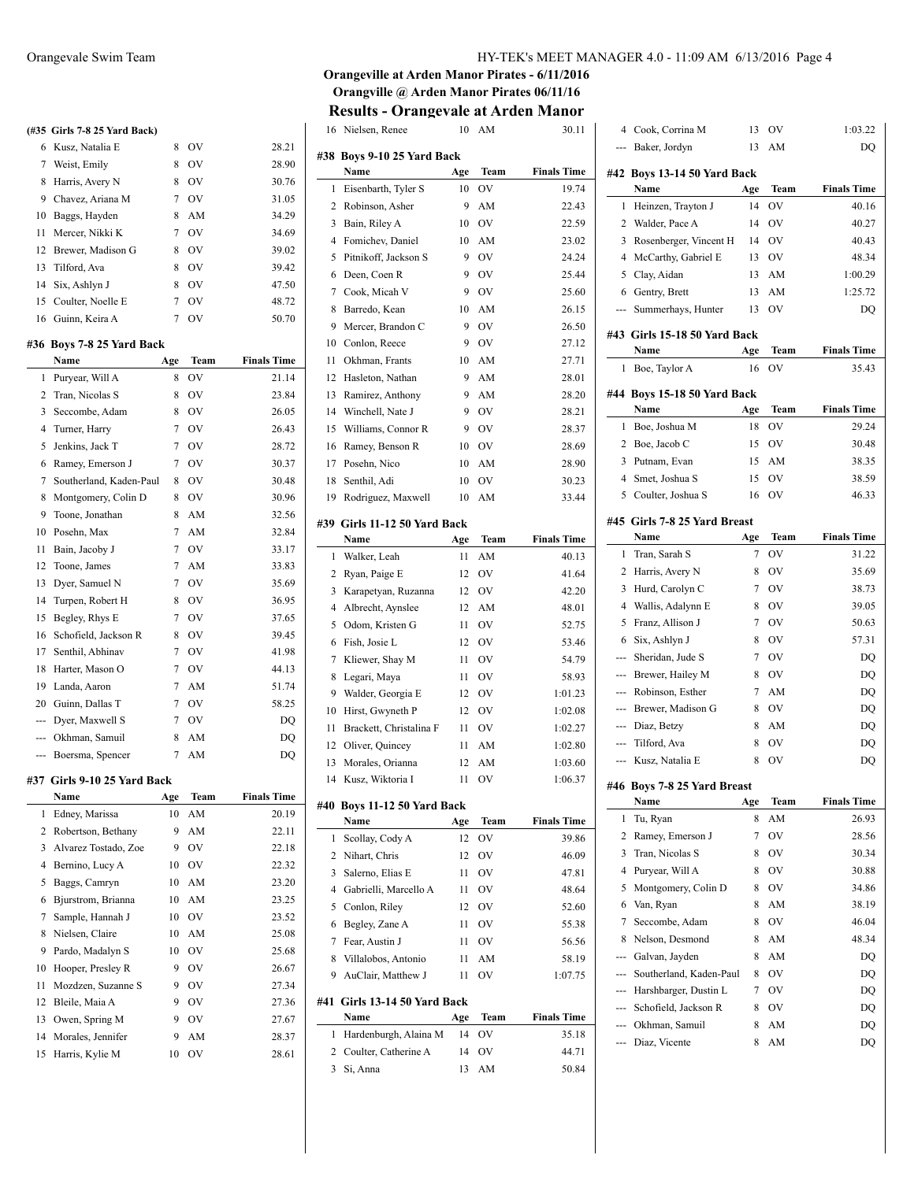## Orangeville at Arden Manor Pirates - 6/11/2016
## Orangville @ Arden Manor Pirates 06/11/16
## Results - Orangevale at Arden Manor

### (#35 Girls 7-8 25 Yard Back)

| | Name | Age | Team | Finals Time |
|---|---|---|---|---|
| 6 | Kusz, Natalia E | 8 | OV | 28.21 |
| 7 | Weist, Emily | 8 | OV | 28.90 |
| 8 | Harris, Avery N | 8 | OV | 30.76 |
| 9 | Chavez, Ariana M | 7 | OV | 31.05 |
| 10 | Baggs, Hayden | 8 | AM | 34.29 |
| 11 | Mercer, Nikki K | 7 | OV | 34.69 |
| 12 | Brewer, Madison G | 8 | OV | 39.02 |
| 13 | Tilford, Ava | 8 | OV | 39.42 |
| 14 | Six, Ashlyn J | 8 | OV | 47.50 |
| 15 | Coulter, Noelle E | 7 | OV | 48.72 |
| 16 | Guinn, Keira A | 7 | OV | 50.70 |

### #36 Boys 7-8 25 Yard Back

| | Name | Age | Team | Finals Time |
|---|---|---|---|---|
| 1 | Puryear, Will A | 8 | OV | 21.14 |
| 2 | Tran, Nicolas S | 8 | OV | 23.84 |
| 3 | Seccombe, Adam | 8 | OV | 26.05 |
| 4 | Turner, Harry | 7 | OV | 26.43 |
| 5 | Jenkins, Jack T | 7 | OV | 28.72 |
| 6 | Ramey, Emerson J | 7 | OV | 30.37 |
| 7 | Southerland, Kaden-Paul | 8 | OV | 30.48 |
| 8 | Montgomery, Colin D | 8 | OV | 30.96 |
| 9 | Toone, Jonathan | 8 | AM | 32.56 |
| 10 | Posehn, Max | 7 | AM | 32.84 |
| 11 | Bain, Jacoby J | 7 | OV | 33.17 |
| 12 | Toone, James | 7 | AM | 33.83 |
| 13 | Dyer, Samuel N | 7 | OV | 35.69 |
| 14 | Turpen, Robert H | 8 | OV | 36.95 |
| 15 | Begley, Rhys E | 7 | OV | 37.65 |
| 16 | Schofield, Jackson R | 8 | OV | 39.45 |
| 17 | Senthil, Abhinav | 7 | OV | 41.98 |
| 18 | Harter, Mason O | 7 | OV | 44.13 |
| 19 | Landa, Aaron | 7 | AM | 51.74 |
| 20 | Guinn, Dallas T | 7 | OV | 58.25 |
| --- | Dyer, Maxwell S | 7 | OV | DQ |
| --- | Okhman, Samuil | 8 | AM | DQ |
| --- | Boersma, Spencer | 7 | AM | DQ |

### #37 Girls 9-10 25 Yard Back

| | Name | Age | Team | Finals Time |
|---|---|---|---|---|
| 1 | Edney, Marissa | 10 | AM | 20.19 |
| 2 | Robertson, Bethany | 9 | AM | 22.11 |
| 3 | Alvarez Tostado, Zoe | 9 | OV | 22.18 |
| 4 | Bernino, Lucy A | 10 | OV | 22.32 |
| 5 | Baggs, Camryn | 10 | AM | 23.20 |
| 6 | Bjurstrom, Brianna | 10 | AM | 23.25 |
| 7 | Sample, Hannah J | 10 | OV | 23.52 |
| 8 | Nielsen, Claire | 10 | AM | 25.08 |
| 9 | Pardo, Madalyn S | 10 | OV | 25.68 |
| 10 | Hooper, Presley R | 9 | OV | 26.67 |
| 11 | Mozdzen, Suzanne S | 9 | OV | 27.34 |
| 12 | Bleile, Maia A | 9 | OV | 27.36 |
| 13 | Owen, Spring M | 9 | OV | 27.67 |
| 14 | Morales, Jennifer | 9 | AM | 28.37 |
| 15 | Harris, Kylie M | 10 | OV | 28.61 |
| 16 | Nielsen, Renee | 10 | AM | 30.11 |

### #38 Boys 9-10 25 Yard Back

| | Name | Age | Team | Finals Time |
|---|---|---|---|---|
| 1 | Eisenbarth, Tyler S | 10 | OV | 19.74 |
| 2 | Robinson, Asher | 9 | AM | 22.43 |
| 3 | Bain, Riley A | 10 | OV | 22.59 |
| 4 | Fomichev, Daniel | 10 | AM | 23.02 |
| 5 | Pitnikoff, Jackson S | 9 | OV | 24.24 |
| 6 | Deen, Coen R | 9 | OV | 25.44 |
| 7 | Cook, Micah V | 9 | OV | 25.60 |
| 8 | Barredo, Kean | 10 | AM | 26.15 |
| 9 | Mercer, Brandon C | 9 | OV | 26.50 |
| 10 | Conlon, Reece | 9 | OV | 27.12 |
| 11 | Okhman, Frants | 10 | AM | 27.71 |
| 12 | Hasleton, Nathan | 9 | AM | 28.01 |
| 13 | Ramirez, Anthony | 9 | AM | 28.20 |
| 14 | Winchell, Nate J | 9 | OV | 28.21 |
| 15 | Williams, Connor R | 9 | OV | 28.37 |
| 16 | Ramey, Benson R | 10 | OV | 28.69 |
| 17 | Posehn, Nico | 10 | AM | 28.90 |
| 18 | Senthil, Adi | 10 | OV | 30.23 |
| 19 | Rodriguez, Maxwell | 10 | AM | 33.44 |

### #39 Girls 11-12 50 Yard Back

| | Name | Age | Team | Finals Time |
|---|---|---|---|---|
| 1 | Walker, Leah | 11 | AM | 40.13 |
| 2 | Ryan, Paige E | 12 | OV | 41.64 |
| 3 | Karapetyan, Ruzanna | 12 | OV | 42.20 |
| 4 | Albrecht, Aynslee | 12 | AM | 48.01 |
| 5 | Odom, Kristen G | 11 | OV | 52.75 |
| 6 | Fish, Josie L | 12 | OV | 53.46 |
| 7 | Kliewer, Shay M | 11 | OV | 54.79 |
| 8 | Legari, Maya | 11 | OV | 58.93 |
| 9 | Walder, Georgia E | 12 | OV | 1:01.23 |
| 10 | Hirst, Gwyneth P | 12 | OV | 1:02.08 |
| 11 | Brackett, Christalina F | 11 | OV | 1:02.27 |
| 12 | Oliver, Quincey | 11 | AM | 1:02.80 |
| 13 | Morales, Orianna | 12 | AM | 1:03.60 |
| 14 | Kusz, Wiktoria I | 11 | OV | 1:06.37 |

### #40 Boys 11-12 50 Yard Back

| | Name | Age | Team | Finals Time |
|---|---|---|---|---|
| 1 | Scollay, Cody A | 12 | OV | 39.86 |
| 2 | Nihart, Chris | 12 | OV | 46.09 |
| 3 | Salerno, Elias E | 11 | OV | 47.81 |
| 4 | Gabrielli, Marcello A | 11 | OV | 48.64 |
| 5 | Conlon, Riley | 12 | OV | 52.60 |
| 6 | Begley, Zane A | 11 | OV | 55.38 |
| 7 | Fear, Austin J | 11 | OV | 56.56 |
| 8 | Villalobos, Antonio | 11 | AM | 58.19 |
| 9 | AuClair, Matthew J | 11 | OV | 1:07.75 |

### #41 Girls 13-14 50 Yard Back

| | Name | Age | Team | Finals Time |
|---|---|---|---|---|
| 1 | Hardenburgh, Alaina M | 14 | OV | 35.18 |
| 2 | Coulter, Catherine A | 14 | OV | 44.71 |
| 3 | Si, Anna | 13 | AM | 50.84 |
| 4 | Cook, Corrina M | 13 | OV | 1:03.22 |
| --- | Baker, Jordyn | 13 | AM | DQ |

### #42 Boys 13-14 50 Yard Back

| | Name | Age | Team | Finals Time |
|---|---|---|---|---|
| 1 | Heinzen, Trayton J | 14 | OV | 40.16 |
| 2 | Walder, Pace A | 14 | OV | 40.27 |
| 3 | Rosenberger, Vincent H | 14 | OV | 40.43 |
| 4 | McCarthy, Gabriel E | 13 | OV | 48.34 |
| 5 | Clay, Aidan | 13 | AM | 1:00.29 |
| 6 | Gentry, Brett | 13 | AM | 1:25.72 |
| --- | Summerhays, Hunter | 13 | OV | DQ |

### #43 Girls 15-18 50 Yard Back

| | Name | Age | Team | Finals Time |
|---|---|---|---|---|
| 1 | Boe, Taylor A | 16 | OV | 35.43 |

### #44 Boys 15-18 50 Yard Back

| | Name | Age | Team | Finals Time |
|---|---|---|---|---|
| 1 | Boe, Joshua M | 18 | OV | 29.24 |
| 2 | Boe, Jacob C | 15 | OV | 30.48 |
| 3 | Putnam, Evan | 15 | AM | 38.35 |
| 4 | Smet, Joshua S | 15 | OV | 38.59 |
| 5 | Coulter, Joshua S | 16 | OV | 46.33 |

### #45 Girls 7-8 25 Yard Breast

| | Name | Age | Team | Finals Time |
|---|---|---|---|---|
| 1 | Tran, Sarah S | 7 | OV | 31.22 |
| 2 | Harris, Avery N | 8 | OV | 35.69 |
| 3 | Hurd, Carolyn C | 7 | OV | 38.73 |
| 4 | Wallis, Adalynn E | 8 | OV | 39.05 |
| 5 | Franz, Allison J | 7 | OV | 50.63 |
| 6 | Six, Ashlyn J | 8 | OV | 57.31 |
| --- | Sheridan, Jude S | 7 | OV | DQ |
| --- | Brewer, Hailey M | 8 | OV | DQ |
| --- | Robinson, Esther | 7 | AM | DQ |
| --- | Brewer, Madison G | 8 | OV | DQ |
| --- | Diaz, Betzy | 8 | AM | DQ |
| --- | Tilford, Ava | 8 | OV | DQ |
| --- | Kusz, Natalia E | 8 | OV | DQ |

### #46 Boys 7-8 25 Yard Breast

| | Name | Age | Team | Finals Time |
|---|---|---|---|---|
| 1 | Tu, Ryan | 8 | AM | 26.93 |
| 2 | Ramey, Emerson J | 7 | OV | 28.56 |
| 3 | Tran, Nicolas S | 8 | OV | 30.34 |
| 4 | Puryear, Will A | 8 | OV | 30.88 |
| 5 | Montgomery, Colin D | 8 | OV | 34.86 |
| 6 | Van, Ryan | 8 | AM | 38.19 |
| 7 | Seccombe, Adam | 8 | OV | 46.04 |
| 8 | Nelson, Desmond | 8 | AM | 48.34 |
| --- | Galvan, Jayden | 8 | AM | DQ |
| --- | Southerland, Kaden-Paul | 8 | OV | DQ |
| --- | Harshbarger, Dustin L | 7 | OV | DQ |
| --- | Schofield, Jackson R | 8 | OV | DQ |
| --- | Okhman, Samuil | 8 | AM | DQ |
| --- | Diaz, Vicente | 8 | AM | DQ |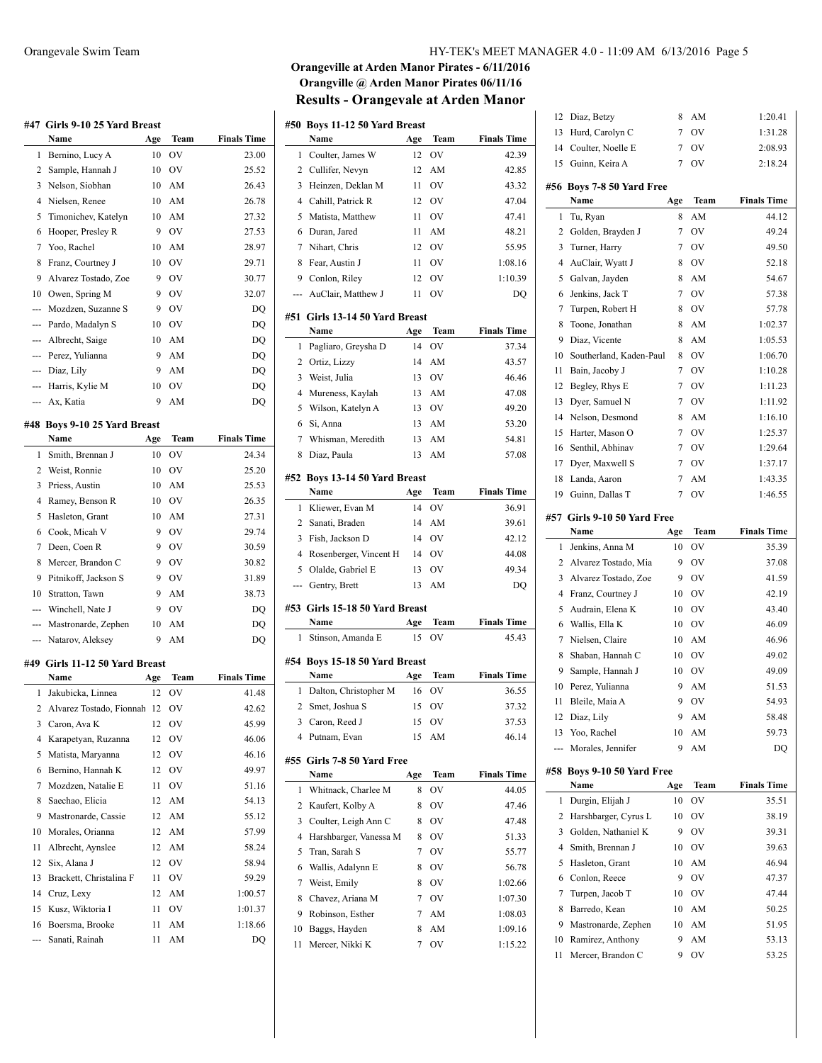## Orangeville at Arden Manor Pirates - 6/11/2016
## Orangville @ Arden Manor Pirates 06/11/16
## Results - Orangevale at Arden Manor

### #47 Girls 9-10 25 Yard Breast

| | Name | Age | Team | Finals Time |
|---|---|---|---|---|
| 1 | Bernino, Lucy A | 10 | OV | 23.00 |
| 2 | Sample, Hannah J | 10 | OV | 25.52 |
| 3 | Nelson, Siobhan | 10 | AM | 26.43 |
| 4 | Nielsen, Renee | 10 | AM | 26.78 |
| 5 | Timonichev, Katelyn | 10 | AM | 27.32 |
| 6 | Hooper, Presley R | 9 | OV | 27.53 |
| 7 | Yoo, Rachel | 10 | AM | 28.97 |
| 8 | Franz, Courtney J | 10 | OV | 29.71 |
| 9 | Alvarez Tostado, Zoe | 9 | OV | 30.77 |
| 10 | Owen, Spring M | 9 | OV | 32.07 |
| --- | Mozdzen, Suzanne S | 9 | OV | DQ |
| --- | Pardo, Madalyn S | 10 | OV | DQ |
| --- | Albrecht, Saige | 10 | AM | DQ |
| --- | Perez, Yulianna | 9 | AM | DQ |
| --- | Diaz, Lily | 9 | AM | DQ |
| --- | Harris, Kylie M | 10 | OV | DQ |
| --- | Ax, Katia | 9 | AM | DQ |

### #48 Boys 9-10 25 Yard Breast

| | Name | Age | Team | Finals Time |
|---|---|---|---|---|
| 1 | Smith, Brennan J | 10 | OV | 24.34 |
| 2 | Weist, Ronnie | 10 | OV | 25.20 |
| 3 | Priess, Austin | 10 | AM | 25.53 |
| 4 | Ramey, Benson R | 10 | OV | 26.35 |
| 5 | Hasleton, Grant | 10 | AM | 27.31 |
| 6 | Cook, Micah V | 9 | OV | 29.74 |
| 7 | Deen, Coen R | 9 | OV | 30.59 |
| 8 | Mercer, Brandon C | 9 | OV | 30.82 |
| 9 | Pitnikoff, Jackson S | 9 | OV | 31.89 |
| 10 | Stratton, Tawn | 9 | AM | 38.73 |
| --- | Winchell, Nate J | 9 | OV | DQ |
| --- | Mastronarde, Zephen | 10 | AM | DQ |
| --- | Natarov, Aleksey | 9 | AM | DQ |

### #49 Girls 11-12 50 Yard Breast

| | Name | Age | Team | Finals Time |
|---|---|---|---|---|
| 1 | Jakubicka, Linnea | 12 | OV | 41.48 |
| 2 | Alvarez Tostado, Fionnah | 12 | OV | 42.62 |
| 3 | Caron, Ava K | 12 | OV | 45.99 |
| 4 | Karapetyan, Ruzanna | 12 | OV | 46.06 |
| 5 | Matista, Maryanna | 12 | OV | 46.16 |
| 6 | Bernino, Hannah K | 12 | OV | 49.97 |
| 7 | Mozdzen, Natalie E | 11 | OV | 51.16 |
| 8 | Saechao, Elicia | 12 | AM | 54.13 |
| 9 | Mastronarde, Cassie | 12 | AM | 55.12 |
| 10 | Morales, Orianna | 12 | AM | 57.99 |
| 11 | Albrecht, Aynslee | 12 | AM | 58.24 |
| 12 | Six, Alana J | 12 | OV | 58.94 |
| 13 | Brackett, Christalina F | 11 | OV | 59.29 |
| 14 | Cruz, Lexy | 12 | AM | 1:00.57 |
| 15 | Kusz, Wiktoria I | 11 | OV | 1:01.37 |
| 16 | Boersma, Brooke | 11 | AM | 1:18.66 |
| --- | Sanati, Rainah | 11 | AM | DQ |

### #50 Boys 11-12 50 Yard Breast

| | Name | Age | Team | Finals Time |
|---|---|---|---|---|
| 1 | Coulter, James W | 12 | OV | 42.39 |
| 2 | Cullifer, Nevyn | 12 | AM | 42.85 |
| 3 | Heinzen, Deklan M | 11 | OV | 43.32 |
| 4 | Cahill, Patrick R | 12 | OV | 47.04 |
| 5 | Matista, Matthew | 11 | OV | 47.41 |
| 6 | Duran, Jared | 11 | AM | 48.21 |
| 7 | Nihart, Chris | 12 | OV | 55.95 |
| 8 | Fear, Austin J | 11 | OV | 1:08.16 |
| 9 | Conlon, Riley | 12 | OV | 1:10.39 |
| --- | AuClair, Matthew J | 11 | OV | DQ |

### #51 Girls 13-14 50 Yard Breast

| | Name | Age | Team | Finals Time |
|---|---|---|---|---|
| 1 | Pagliaro, Greysha D | 14 | OV | 37.34 |
| 2 | Ortiz, Lizzy | 14 | AM | 43.57 |
| 3 | Weist, Julia | 13 | OV | 46.46 |
| 4 | Mureness, Kaylah | 13 | AM | 47.08 |
| 5 | Wilson, Katelyn A | 13 | OV | 49.20 |
| 6 | Si, Anna | 13 | AM | 53.20 |
| 7 | Whisman, Meredith | 13 | AM | 54.81 |
| 8 | Diaz, Paula | 13 | AM | 57.08 |

### #52 Boys 13-14 50 Yard Breast

| | Name | Age | Team | Finals Time |
|---|---|---|---|---|
| 1 | Kliewer, Evan M | 14 | OV | 36.91 |
| 2 | Sanati, Braden | 14 | AM | 39.61 |
| 3 | Fish, Jackson D | 14 | OV | 42.12 |
| 4 | Rosenberger, Vincent H | 14 | OV | 44.08 |
| 5 | Olalde, Gabriel E | 13 | OV | 49.34 |
| --- | Gentry, Brett | 13 | AM | DQ |

### #53 Girls 15-18 50 Yard Breast

| | Name | Age | Team | Finals Time |
|---|---|---|---|---|
| 1 | Stinson, Amanda E | 15 | OV | 45.43 |

### #54 Boys 15-18 50 Yard Breast

| | Name | Age | Team | Finals Time |
|---|---|---|---|---|
| 1 | Dalton, Christopher M | 16 | OV | 36.55 |
| 2 | Smet, Joshua S | 15 | OV | 37.32 |
| 3 | Caron, Reed J | 15 | OV | 37.53 |
| 4 | Putnam, Evan | 15 | AM | 46.14 |

### #55 Girls 7-8 50 Yard Free

| | Name | Age | Team | Finals Time |
|---|---|---|---|---|
| 1 | Whitnack, Charlee M | 8 | OV | 44.05 |
| 2 | Kaufert, Kolby A | 8 | OV | 47.46 |
| 3 | Coulter, Leigh Ann C | 8 | OV | 47.48 |
| 4 | Harshbarger, Vanessa M | 8 | OV | 51.33 |
| 5 | Tran, Sarah S | 7 | OV | 55.77 |
| 6 | Wallis, Adalynn E | 8 | OV | 56.78 |
| 7 | Weist, Emily | 8 | OV | 1:02.66 |
| 8 | Chavez, Ariana M | 7 | OV | 1:07.30 |
| 9 | Robinson, Esther | 7 | AM | 1:08.03 |
| 10 | Baggs, Hayden | 8 | AM | 1:09.16 |
| 11 | Mercer, Nikki K | 7 | OV | 1:15.22 |
| 12 | Diaz, Betzy | 8 | AM | 1:20.41 |
| 13 | Hurd, Carolyn C | 7 | OV | 1:31.28 |
| 14 | Coulter, Noelle E | 7 | OV | 2:08.93 |
| 15 | Guinn, Keira A | 7 | OV | 2:18.24 |

### #56 Boys 7-8 50 Yard Free

| | Name | Age | Team | Finals Time |
|---|---|---|---|---|
| 1 | Tu, Ryan | 8 | AM | 44.12 |
| 2 | Golden, Brayden J | 7 | OV | 49.24 |
| 3 | Turner, Harry | 7 | OV | 49.50 |
| 4 | AuClair, Wyatt J | 8 | OV | 52.18 |
| 5 | Galvan, Jayden | 8 | AM | 54.67 |
| 6 | Jenkins, Jack T | 7 | OV | 57.38 |
| 7 | Turpen, Robert H | 8 | OV | 57.78 |
| 8 | Toone, Jonathan | 8 | AM | 1:02.37 |
| 9 | Diaz, Vicente | 8 | AM | 1:05.53 |
| 10 | Southerland, Kaden-Paul | 8 | OV | 1:06.70 |
| 11 | Bain, Jacoby J | 7 | OV | 1:10.28 |
| 12 | Begley, Rhys E | 7 | OV | 1:11.23 |
| 13 | Dyer, Samuel N | 7 | OV | 1:11.92 |
| 14 | Nelson, Desmond | 8 | AM | 1:16.10 |
| 15 | Harter, Mason O | 7 | OV | 1:25.37 |
| 16 | Senthil, Abhinav | 7 | OV | 1:29.64 |
| 17 | Dyer, Maxwell S | 7 | OV | 1:37.17 |
| 18 | Landa, Aaron | 7 | AM | 1:43.35 |
| 19 | Guinn, Dallas T | 7 | OV | 1:46.55 |

### #57 Girls 9-10 50 Yard Free

| | Name | Age | Team | Finals Time |
|---|---|---|---|---|
| 1 | Jenkins, Anna M | 10 | OV | 35.39 |
| 2 | Alvarez Tostado, Mia | 9 | OV | 37.08 |
| 3 | Alvarez Tostado, Zoe | 9 | OV | 41.59 |
| 4 | Franz, Courtney J | 10 | OV | 42.19 |
| 5 | Audrain, Elena K | 10 | OV | 43.40 |
| 6 | Wallis, Ella K | 10 | OV | 46.09 |
| 7 | Nielsen, Claire | 10 | AM | 46.96 |
| 8 | Shaban, Hannah C | 10 | OV | 49.02 |
| 9 | Sample, Hannah J | 10 | OV | 49.09 |
| 10 | Perez, Yulianna | 9 | AM | 51.53 |
| 11 | Bleile, Maia A | 9 | OV | 54.93 |
| 12 | Diaz, Lily | 9 | AM | 58.48 |
| 13 | Yoo, Rachel | 10 | AM | 59.73 |
| --- | Morales, Jennifer | 9 | AM | DQ |

### #58 Boys 9-10 50 Yard Free

| | Name | Age | Team | Finals Time |
|---|---|---|---|---|
| 1 | Durgin, Elijah J | 10 | OV | 35.51 |
| 2 | Harshbarger, Cyrus L | 10 | OV | 38.19 |
| 3 | Golden, Nathaniel K | 9 | OV | 39.31 |
| 4 | Smith, Brennan J | 10 | OV | 39.63 |
| 5 | Hasleton, Grant | 10 | AM | 46.94 |
| 6 | Conlon, Reece | 9 | OV | 47.37 |
| 7 | Turpen, Jacob T | 10 | OV | 47.44 |
| 8 | Barredo, Kean | 10 | AM | 50.25 |
| 9 | Mastronarde, Zephen | 10 | AM | 51.95 |
| 10 | Ramirez, Anthony | 9 | AM | 53.13 |
| 11 | Mercer, Brandon C | 9 | OV | 53.25 |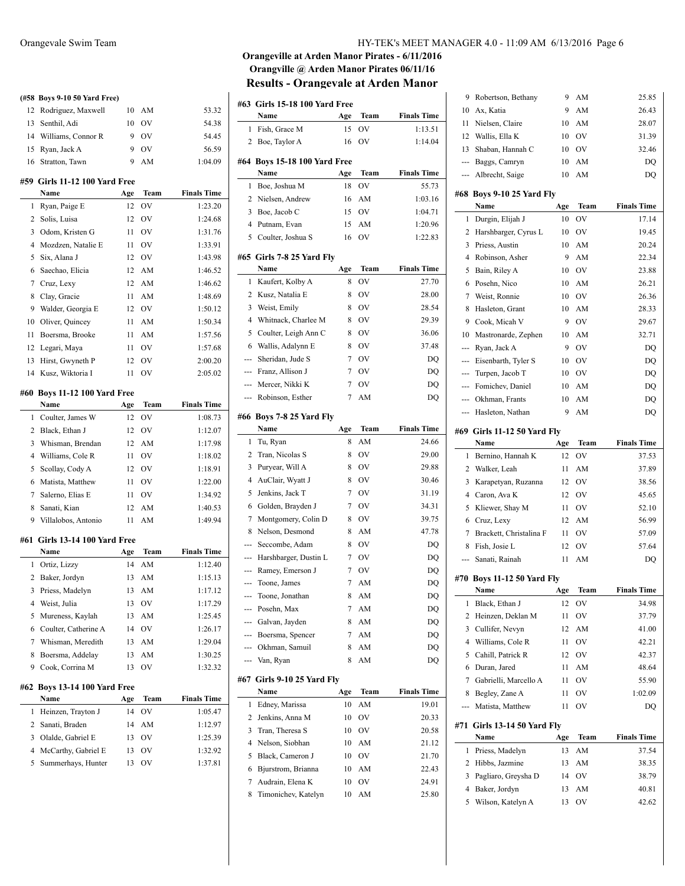## Orangeville at Arden Manor Pirates - 6/11/2016
## Orangville @ Arden Manor Pirates 06/11/16
## Results - Orangevale at Arden Manor

### (#58 Boys 9-10 50 Yard Free)

| | Name | Age | Team | Finals Time |
|---|---|---|---|---|
| 12 | Rodriguez, Maxwell | 10 | AM | 53.32 |
| 13 | Senthil, Adi | 10 | OV | 54.38 |
| 14 | Williams, Connor R | 9 | OV | 54.45 |
| 15 | Ryan, Jack A | 9 | OV | 56.59 |
| 16 | Stratton, Tawn | 9 | AM | 1:04.09 |

### #59 Girls 11-12 100 Yard Free

| | Name | Age | Team | Finals Time |
|---|---|---|---|---|
| 1 | Ryan, Paige E | 12 | OV | 1:23.20 |
| 2 | Solis, Luisa | 12 | OV | 1:24.68 |
| 3 | Odom, Kristen G | 11 | OV | 1:31.76 |
| 4 | Mozdzen, Natalie E | 11 | OV | 1:33.91 |
| 5 | Six, Alana J | 12 | OV | 1:43.98 |
| 6 | Saechao, Elicia | 12 | AM | 1:46.52 |
| 7 | Cruz, Lexy | 12 | AM | 1:46.62 |
| 8 | Clay, Gracie | 11 | AM | 1:48.69 |
| 9 | Walder, Georgia E | 12 | OV | 1:50.12 |
| 10 | Oliver, Quincey | 11 | AM | 1:50.34 |
| 11 | Boersma, Brooke | 11 | AM | 1:57.56 |
| 12 | Legari, Maya | 11 | OV | 1:57.68 |
| 13 | Hirst, Gwyneth P | 12 | OV | 2:00.20 |
| 14 | Kusz, Wiktoria I | 11 | OV | 2:05.02 |

### #60 Boys 11-12 100 Yard Free

| | Name | Age | Team | Finals Time |
|---|---|---|---|---|
| 1 | Coulter, James W | 12 | OV | 1:08.73 |
| 2 | Black, Ethan J | 12 | OV | 1:12.07 |
| 3 | Whisman, Brendan | 12 | AM | 1:17.98 |
| 4 | Williams, Cole R | 11 | OV | 1:18.02 |
| 5 | Scollay, Cody A | 12 | OV | 1:18.91 |
| 6 | Matista, Matthew | 11 | OV | 1:22.00 |
| 7 | Salerno, Elias E | 11 | OV | 1:34.92 |
| 8 | Sanati, Kian | 12 | AM | 1:40.53 |
| 9 | Villalobos, Antonio | 11 | AM | 1:49.94 |

### #61 Girls 13-14 100 Yard Free

| | Name | Age | Team | Finals Time |
|---|---|---|---|---|
| 1 | Ortiz, Lizzy | 14 | AM | 1:12.40 |
| 2 | Baker, Jordyn | 13 | AM | 1:15.13 |
| 3 | Priess, Madelyn | 13 | AM | 1:17.12 |
| 4 | Weist, Julia | 13 | OV | 1:17.29 |
| 5 | Mureness, Kaylah | 13 | AM | 1:25.45 |
| 6 | Coulter, Catherine A | 14 | OV | 1:26.17 |
| 7 | Whisman, Meredith | 13 | AM | 1:29.04 |
| 8 | Boersma, Addelay | 13 | AM | 1:30.25 |
| 9 | Cook, Corrina M | 13 | OV | 1:32.32 |

### #62 Boys 13-14 100 Yard Free

| | Name | Age | Team | Finals Time |
|---|---|---|---|---|
| 1 | Heinzen, Trayton J | 14 | OV | 1:05.47 |
| 2 | Sanati, Braden | 14 | AM | 1:12.97 |
| 3 | Olalde, Gabriel E | 13 | OV | 1:25.39 |
| 4 | McCarthy, Gabriel E | 13 | OV | 1:32.92 |
| 5 | Summerhays, Hunter | 13 | OV | 1:37.81 |

### #63 Girls 15-18 100 Yard Free

| | Name | Age | Team | Finals Time |
|---|---|---|---|---|
| 1 | Fish, Grace M | 15 | OV | 1:13.51 |
| 2 | Boe, Taylor A | 16 | OV | 1:14.04 |

### #64 Boys 15-18 100 Yard Free

| | Name | Age | Team | Finals Time |
|---|---|---|---|---|
| 1 | Boe, Joshua M | 18 | OV | 55.73 |
| 2 | Nielsen, Andrew | 16 | AM | 1:03.16 |
| 3 | Boe, Jacob C | 15 | OV | 1:04.71 |
| 4 | Putnam, Evan | 15 | AM | 1:20.96 |
| 5 | Coulter, Joshua S | 16 | OV | 1:22.83 |

### #65 Girls 7-8 25 Yard Fly

| | Name | Age | Team | Finals Time |
|---|---|---|---|---|
| 1 | Kaufert, Kolby A | 8 | OV | 27.70 |
| 2 | Kusz, Natalia E | 8 | OV | 28.00 |
| 3 | Weist, Emily | 8 | OV | 28.54 |
| 4 | Whitnack, Charlee M | 8 | OV | 29.39 |
| 5 | Coulter, Leigh Ann C | 8 | OV | 36.06 |
| 6 | Wallis, Adalynn E | 8 | OV | 37.48 |
| --- | Sheridan, Jude S | 7 | OV | DQ |
| --- | Franz, Allison J | 7 | OV | DQ |
| --- | Mercer, Nikki K | 7 | OV | DQ |
| --- | Robinson, Esther | 7 | AM | DQ |

### #66 Boys 7-8 25 Yard Fly

| | Name | Age | Team | Finals Time |
|---|---|---|---|---|
| 1 | Tu, Ryan | 8 | AM | 24.66 |
| 2 | Tran, Nicolas S | 8 | OV | 29.00 |
| 3 | Puryear, Will A | 8 | OV | 29.88 |
| 4 | AuClair, Wyatt J | 8 | OV | 30.46 |
| 5 | Jenkins, Jack T | 7 | OV | 31.19 |
| 6 | Golden, Brayden J | 7 | OV | 34.31 |
| 7 | Montgomery, Colin D | 8 | OV | 39.75 |
| 8 | Nelson, Desmond | 8 | AM | 47.78 |
| --- | Seccombe, Adam | 8 | OV | DQ |
| --- | Harshbarger, Dustin L | 7 | OV | DQ |
| --- | Ramey, Emerson J | 7 | OV | DQ |
| --- | Toone, James | 7 | AM | DQ |
| --- | Toone, Jonathan | 8 | AM | DQ |
| --- | Posehn, Max | 7 | AM | DQ |
| --- | Galvan, Jayden | 8 | AM | DQ |
| --- | Boersma, Spencer | 7 | AM | DQ |
| --- | Okhman, Samuil | 8 | AM | DQ |
| --- | Van, Ryan | 8 | AM | DQ |

### #67 Girls 9-10 25 Yard Fly

| | Name | Age | Team | Finals Time |
|---|---|---|---|---|
| 1 | Edney, Marissa | 10 | AM | 19.01 |
| 2 | Jenkins, Anna M | 10 | OV | 20.33 |
| 3 | Tran, Theresa S | 10 | OV | 20.58 |
| 4 | Nelson, Siobhan | 10 | AM | 21.12 |
| 5 | Black, Cameron J | 10 | OV | 21.70 |
| 6 | Bjurstrom, Brianna | 10 | AM | 22.43 |
| 7 | Audrain, Elena K | 10 | OV | 24.91 |
| 8 | Timonichev, Katelyn | 10 | AM | 25.80 |
| 9 | Robertson, Bethany | 9 | AM | 25.85 |
| 10 | Ax, Katia | 9 | AM | 26.43 |
| 11 | Nielsen, Claire | 10 | AM | 28.07 |
| 12 | Wallis, Ella K | 10 | OV | 31.39 |
| 13 | Shaban, Hannah C | 10 | OV | 32.46 |
| --- | Baggs, Camryn | 10 | AM | DQ |
| --- | Albrecht, Saige | 10 | AM | DQ |

### #68 Boys 9-10 25 Yard Fly

| | Name | Age | Team | Finals Time |
|---|---|---|---|---|
| 1 | Durgin, Elijah J | 10 | OV | 17.14 |
| 2 | Harshbarger, Cyrus L | 10 | OV | 19.45 |
| 3 | Priess, Austin | 10 | AM | 20.24 |
| 4 | Robinson, Asher | 9 | AM | 22.34 |
| 5 | Bain, Riley A | 10 | OV | 23.88 |
| 6 | Posehn, Nico | 10 | AM | 26.21 |
| 7 | Weist, Ronnie | 10 | OV | 26.36 |
| 8 | Hasleton, Grant | 10 | AM | 28.33 |
| 9 | Cook, Micah V | 9 | OV | 29.67 |
| 10 | Mastronarde, Zephen | 10 | AM | 32.71 |
| --- | Ryan, Jack A | 9 | OV | DQ |
| --- | Eisenbarth, Tyler S | 10 | OV | DQ |
| --- | Turpen, Jacob T | 10 | OV | DQ |
| --- | Fomichev, Daniel | 10 | AM | DQ |
| --- | Okhman, Frants | 10 | AM | DQ |
| --- | Hasleton, Nathan | 9 | AM | DQ |

### #69 Girls 11-12 50 Yard Fly

| | Name | Age | Team | Finals Time |
|---|---|---|---|---|
| 1 | Bernino, Hannah K | 12 | OV | 37.53 |
| 2 | Walker, Leah | 11 | AM | 37.89 |
| 3 | Karapetyan, Ruzanna | 12 | OV | 38.56 |
| 4 | Caron, Ava K | 12 | OV | 45.65 |
| 5 | Kliewer, Shay M | 11 | OV | 52.10 |
| 6 | Cruz, Lexy | 12 | AM | 56.99 |
| 7 | Brackett, Christalina F | 11 | OV | 57.09 |
| 8 | Fish, Josie L | 12 | OV | 57.64 |
| --- | Sanati, Rainah | 11 | AM | DQ |

### #70 Boys 11-12 50 Yard Fly

| | Name | Age | Team | Finals Time |
|---|---|---|---|---|
| 1 | Black, Ethan J | 12 | OV | 34.98 |
| 2 | Heinzen, Deklan M | 11 | OV | 37.79 |
| 3 | Cullifer, Nevyn | 12 | AM | 41.00 |
| 4 | Williams, Cole R | 11 | OV | 42.21 |
| 5 | Cahill, Patrick R | 12 | OV | 42.37 |
| 6 | Duran, Jared | 11 | AM | 48.64 |
| 7 | Gabrielli, Marcello A | 11 | OV | 55.90 |
| 8 | Begley, Zane A | 11 | OV | 1:02.09 |
| --- | Matista, Matthew | 11 | OV | DQ |

### #71 Girls 13-14 50 Yard Fly

| | Name | Age | Team | Finals Time |
|---|---|---|---|---|
| 1 | Priess, Madelyn | 13 | AM | 37.54 |
| 2 | Hibbs, Jazmine | 13 | AM | 38.35 |
| 3 | Pagliaro, Greysha D | 14 | OV | 38.79 |
| 4 | Baker, Jordyn | 13 | AM | 40.81 |
| 5 | Wilson, Katelyn A | 13 | OV | 42.62 |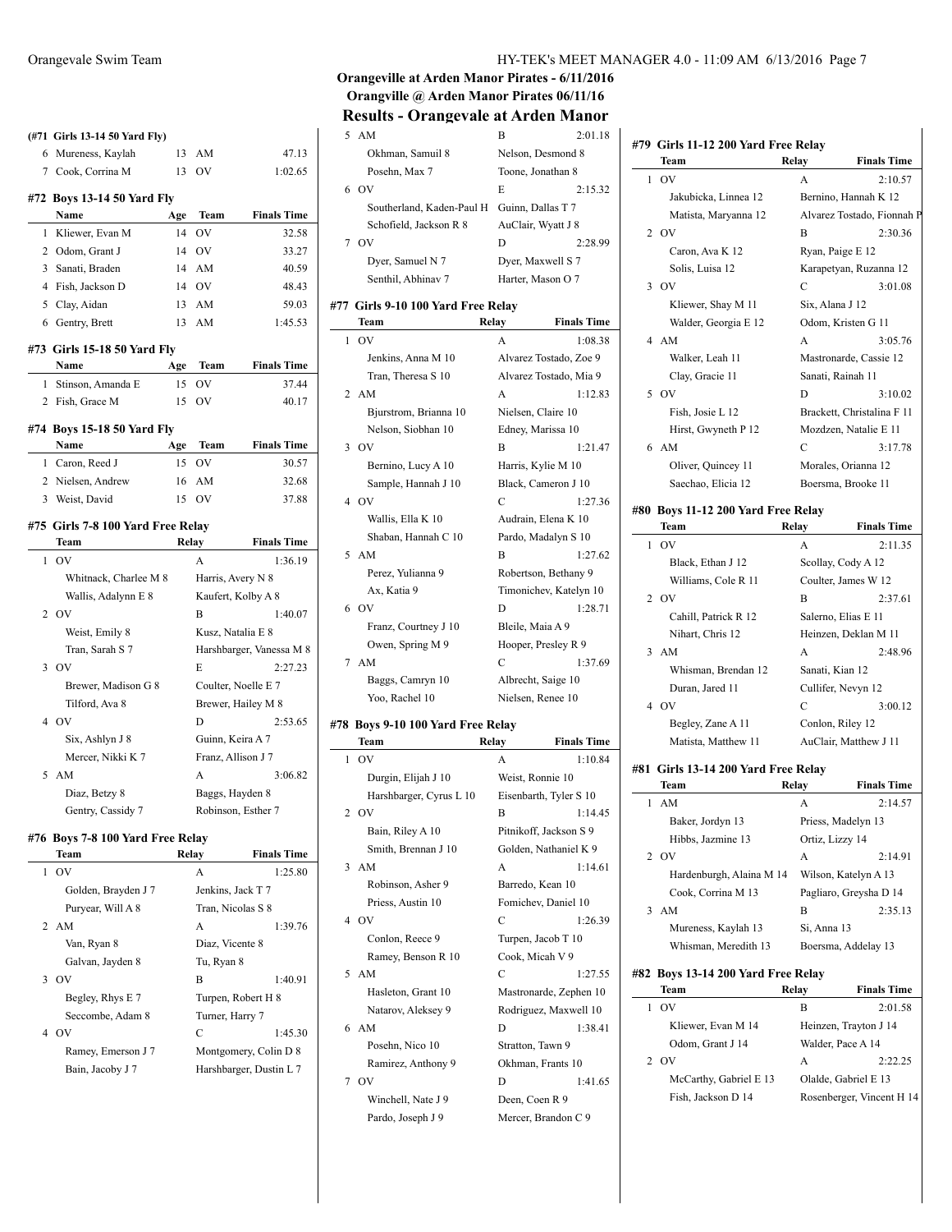# Orangeville at Arden Manor Pirates - 6/11/2016
## Orangville @ Arden Manor Pirates 06/11/16
## Results - Orangevale at Arden Manor

### (#71 Girls 13-14 50 Yard Fly)

| | Name | Age | Team | Finals Time |
|---|---|---|---|---|
| 6 | Mureness, Kaylah | 13 | AM | 47.13 |
| 7 | Cook, Corrina M | 13 | OV | 1:02.65 |

### #72 Boys 13-14 50 Yard Fly

| | Name | Age | Team | Finals Time |
|---|---|---|---|---|
| 1 | Kliewer, Evan M | 14 | OV | 32.58 |
| 2 | Odom, Grant J | 14 | OV | 33.27 |
| 3 | Sanati, Braden | 14 | AM | 40.59 |
| 4 | Fish, Jackson D | 14 | OV | 48.43 |
| 5 | Clay, Aidan | 13 | AM | 59.03 |
| 6 | Gentry, Brett | 13 | AM | 1:45.53 |

### #73 Girls 15-18 50 Yard Fly

| | Name | Age | Team | Finals Time |
|---|---|---|---|---|
| 1 | Stinson, Amanda E | 15 | OV | 37.44 |
| 2 | Fish, Grace M | 15 | OV | 40.17 |

### #74 Boys 15-18 50 Yard Fly

| | Name | Age | Team | Finals Time |
|---|---|---|---|---|
| 1 | Caron, Reed J | 15 | OV | 30.57 |
| 2 | Nielsen, Andrew | 16 | AM | 32.68 |
| 3 | Weist, David | 15 | OV | 37.88 |

### #75 Girls 7-8 100 Yard Free Relay

| | Team | Relay | Finals Time |
|---|---|---|---|
| 1 | OV | A | 1:36.19 |
| | Whitnack, Charlee M 8 | Harris, Avery N 8 | |
| | Wallis, Adalynn E 8 | Kaufert, Kolby A 8 | |
| 2 | OV | B | 1:40.07 |
| | Weist, Emily 8 | Kusz, Natalia E 8 | |
| | Tran, Sarah S 7 | Harshbarger, Vanessa M 8 | |
| 3 | OV | E | 2:27.23 |
| | Brewer, Madison G 8 | Coulter, Noelle E 7 | |
| | Tilford, Ava 8 | Brewer, Hailey M 8 | |
| 4 | OV | D | 2:53.65 |
| | Six, Ashlyn J 8 | Guinn, Keira A 7 | |
| | Mercer, Nikki K 7 | Franz, Allison J 7 | |
| 5 | AM | A | 3:06.82 |
| | Diaz, Betzy 8 | Baggs, Hayden 8 | |
| | Gentry, Cassidy 7 | Robinson, Esther 7 | |

### #76 Boys 7-8 100 Yard Free Relay

| | Team | Relay | Finals Time |
|---|---|---|---|
| 1 | OV | A | 1:25.80 |
| | Golden, Brayden J 7 | Jenkins, Jack T 7 | |
| | Puryear, Will A 8 | Tran, Nicolas S 8 | |
| 2 | AM | A | 1:39.76 |
| | Van, Ryan 8 | Diaz, Vicente 8 | |
| | Galvan, Jayden 8 | Tu, Ryan 8 | |
| 3 | OV | B | 1:40.91 |
| | Begley, Rhys E 7 | Turpen, Robert H 8 | |
| | Seccombe, Adam 8 | Turner, Harry 7 | |
| 4 | OV | C | 1:45.30 |
| | Ramey, Emerson J 7 | Montgomery, Colin D 8 | |
| | Bain, Jacoby J 7 | Harshbarger, Dustin L 7 | |
| 5 | AM | B | 2:01.18 |
| | Okhman, Samuil 8 | Nelson, Desmond 8 | |
| | Posehn, Max 7 | Toone, Jonathan 8 | |
| 6 | OV | E | 2:15.32 |
| | Southerland, Kaden-Paul H | Guinn, Dallas T 7 | |
| | Schofield, Jackson R 8 | AuClair, Wyatt J 8 | |
| 7 | OV | D | 2:28.99 |
| | Dyer, Samuel N 7 | Dyer, Maxwell S 7 | |
| | Senthil, Abhinav 7 | Harter, Mason O 7 | |

### #77 Girls 9-10 100 Yard Free Relay

| | Team | Relay | Finals Time |
|---|---|---|---|
| 1 | OV | A | 1:08.38 |
| | Jenkins, Anna M 10 | Alvarez Tostado, Zoe 9 | |
| | Tran, Theresa S 10 | Alvarez Tostado, Mia 9 | |
| 2 | AM | A | 1:12.83 |
| | Bjurstrom, Brianna 10 | Nielsen, Claire 10 | |
| | Nelson, Siobhan 10 | Edney, Marissa 10 | |
| 3 | OV | B | 1:21.47 |
| | Bernino, Lucy A 10 | Harris, Kylie M 10 | |
| | Sample, Hannah J 10 | Black, Cameron J 10 | |
| 4 | OV | C | 1:27.36 |
| | Wallis, Ella K 10 | Audrain, Elena K 10 | |
| | Shaban, Hannah C 10 | Pardo, Madalyn S 10 | |
| 5 | AM | B | 1:27.62 |
| | Perez, Yulianna 9 | Robertson, Bethany 9 | |
| | Ax, Katia 9 | Timonichev, Katelyn 10 | |
| 6 | OV | D | 1:28.71 |
| | Franz, Courtney J 10 | Bleile, Maia A 9 | |
| | Owen, Spring M 9 | Hooper, Presley R 9 | |
| 7 | AM | C | 1:37.69 |
| | Baggs, Camryn 10 | Albrecht, Saige 10 | |
| | Yoo, Rachel 10 | Nielsen, Renee 10 | |

### #78 Boys 9-10 100 Yard Free Relay

| | Team | Relay | Finals Time |
|---|---|---|---|
| 1 | OV | A | 1:10.84 |
| | Durgin, Elijah J 10 | Weist, Ronnie 10 | |
| | Harshbarger, Cyrus L 10 | Eisenbarth, Tyler S 10 | |
| 2 | OV | B | 1:14.45 |
| | Bain, Riley A 10 | Pitnikoff, Jackson S 9 | |
| | Smith, Brennan J 10 | Golden, Nathaniel K 9 | |
| 3 | AM | A | 1:14.61 |
| | Robinson, Asher 9 | Barredo, Kean 10 | |
| | Priess, Austin 10 | Fomichev, Daniel 10 | |
| 4 | OV | C | 1:26.39 |
| | Conlon, Reece 9 | Turpen, Jacob T 10 | |
| | Ramey, Benson R 10 | Cook, Micah V 9 | |
| 5 | AM | C | 1:27.55 |
| | Hasleton, Grant 10 | Mastronarde, Zephen 10 | |
| | Natarov, Aleksey 9 | Rodriguez, Maxwell 10 | |
| 6 | AM | D | 1:38.41 |
| | Posehn, Nico 10 | Stratton, Tawn 9 | |
| | Ramirez, Anthony 9 | Okhman, Frants 10 | |
| 7 | OV | D | 1:41.65 |
| | Winchell, Nate J 9 | Deen, Coen R 9 | |
| | Pardo, Joseph J 9 | Mercer, Brandon C 9 | |

### #79 Girls 11-12 200 Yard Free Relay

| | Team | Relay | Finals Time |
|---|---|---|---|
| 1 | OV | A | 2:10.57 |
| | Jakubicka, Linnea 12 | Bernino, Hannah K 12 | |
| | Matista, Maryanna 12 | Alvarez Tostado, Fionnah P | |
| 2 | OV | B | 2:30.36 |
| | Caron, Ava K 12 | Ryan, Paige E 12 | |
| | Solis, Luisa 12 | Karapetyan, Ruzanna 12 | |
| 3 | OV | C | 3:01.08 |
| | Kliewer, Shay M 11 | Six, Alana J 12 | |
| | Walder, Georgia E 12 | Odom, Kristen G 11 | |
| 4 | AM | A | 3:05.76 |
| | Walker, Leah 11 | Mastronarde, Cassie 12 | |
| | Clay, Gracie 11 | Sanati, Rainah 11 | |
| 5 | OV | D | 3:10.02 |
| | Fish, Josie L 12 | Brackett, Christalina F 11 | |
| | Hirst, Gwyneth P 12 | Mozdzen, Natalie E 11 | |
| 6 | AM | C | 3:17.78 |
| | Oliver, Quincey 11 | Morales, Orianna 12 | |
| | Saechao, Elicia 12 | Boersma, Brooke 11 | |

### #80 Boys 11-12 200 Yard Free Relay

| | Team | Relay | Finals Time |
|---|---|---|---|
| 1 | OV | A | 2:11.35 |
| | Black, Ethan J 12 | Scollay, Cody A 12 | |
| | Williams, Cole R 11 | Coulter, James W 12 | |
| 2 | OV | B | 2:37.61 |
| | Cahill, Patrick R 12 | Salerno, Elias E 11 | |
| | Nihart, Chris 12 | Heinzen, Deklan M 11 | |
| 3 | AM | A | 2:48.96 |
| | Whisman, Brendan 12 | Sanati, Kian 12 | |
| | Duran, Jared 11 | Cullifer, Nevyn 12 | |
| 4 | OV | C | 3:00.12 |
| | Begley, Zane A 11 | Conlon, Riley 12 | |
| | Matista, Matthew 11 | AuClair, Matthew J 11 | |

### #81 Girls 13-14 200 Yard Free Relay

| | Team | Relay | Finals Time |
|---|---|---|---|
| 1 | AM | A | 2:14.57 |
| | Baker, Jordyn 13 | Priess, Madelyn 13 | |
| | Hibbs, Jazmine 13 | Ortiz, Lizzy 14 | |
| 2 | OV | A | 2:14.91 |
| | Hardenburgh, Alaina M 14 | Wilson, Katelyn A 13 | |
| | Cook, Corrina M 13 | Pagliaro, Greysha D 14 | |
| 3 | AM | B | 2:35.13 |
| | Mureness, Kaylah 13 | Si, Anna 13 | |
| | Whisman, Meredith 13 | Boersma, Addelay 13 | |

### #82 Boys 13-14 200 Yard Free Relay

| | Team | Relay | Finals Time |
|---|---|---|---|
| 1 | OV | B | 2:01.58 |
| | Kliewer, Evan M 14 | Heinzen, Trayton J 14 | |
| | Odom, Grant J 14 | Walder, Pace A 14 | |
| 2 | OV | A | 2:22.25 |
| | McCarthy, Gabriel E 13 | Olalde, Gabriel E 13 | |
| | Fish, Jackson D 14 | Rosenberger, Vincent H 14 | |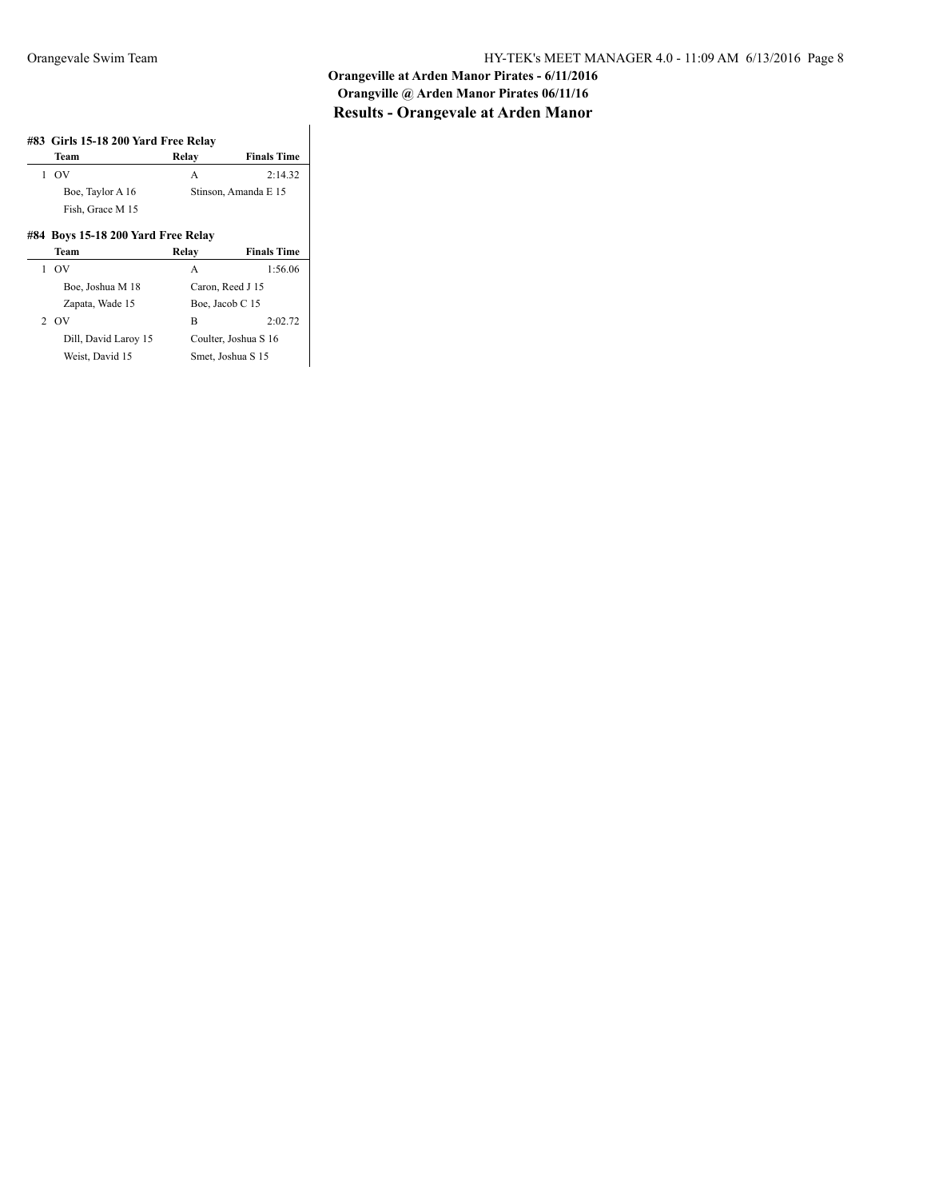## Orangeville at Arden Manor Pirates - 6/11/2016

## Orangville @ Arden Manor Pirates 06/11/16

# Results - Orangevale at Arden Manor

### #83 Girls 15-18 200 Yard Free Relay

| | Team | Relay | Finals Time |
|---|---|---|---|
| 1 | OV | A | 2:14.32 |
| | Boe, Taylor A 16 | Stinson, Amanda E 15 | |
| | Fish, Grace M 15 | | |

### #84 Boys 15-18 200 Yard Free Relay

| | Team | Relay | Finals Time |
|---|---|---|---|
| 1 | OV | A | 1:56.06 |
| | Boe, Joshua M 18 | Caron, Reed J 15 | |
| | Zapata, Wade 15 | Boe, Jacob C 15 | |
| 2 | OV | B | 2:02.72 |
| | Dill, David Laroy 15 | Coulter, Joshua S 16 | |
| | Weist, David 15 | Smet, Joshua S 15 | |